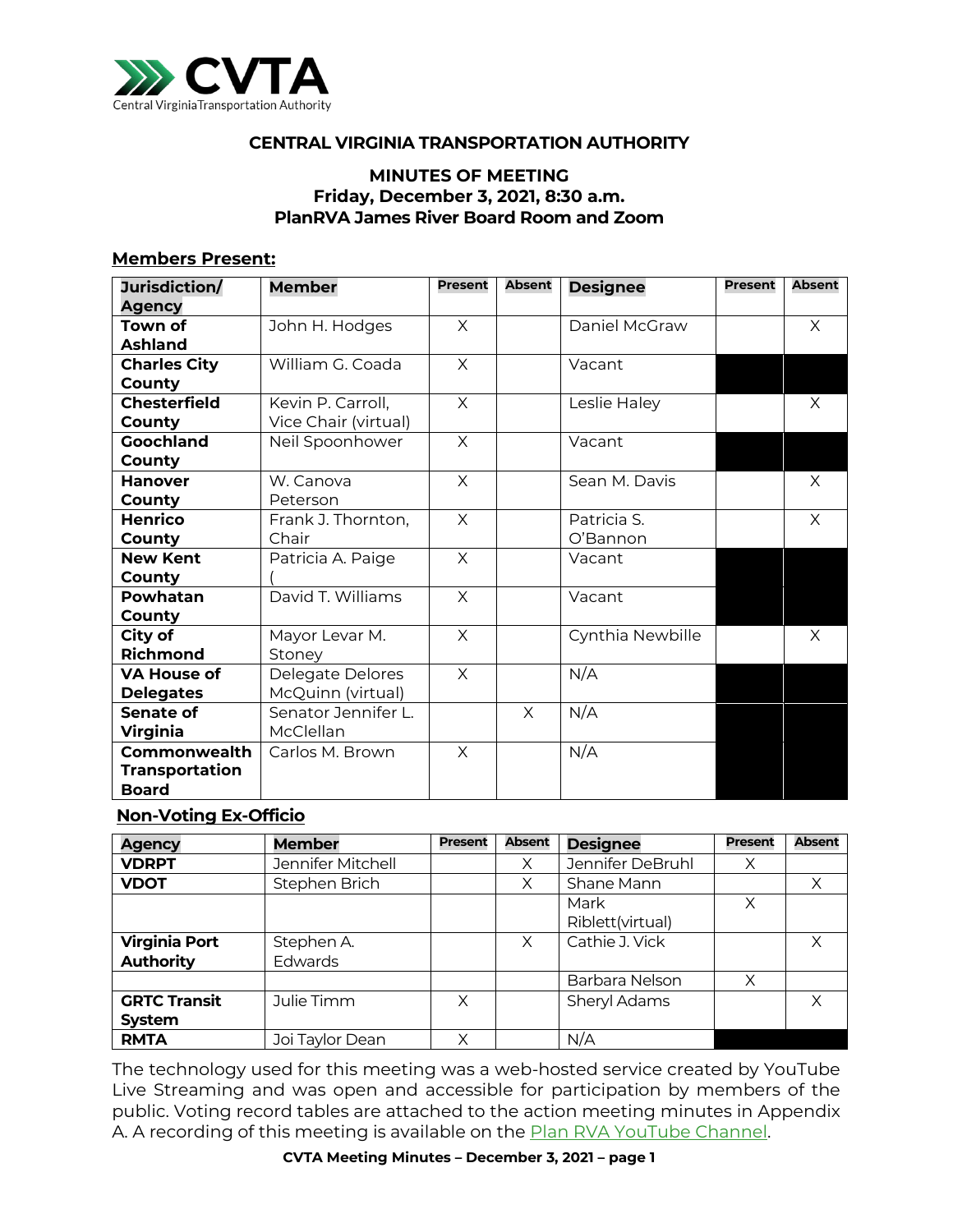# CENTRAL VIRGINIA TRANSPORTATION AUTHORITY

## MINUTES OF MEETING
**Friday, December 3, 2021, 8:30 a.m.**
**PlanRVA James River Board Room and Zoom**

### Members Present:

| Jurisdiction/ Agency | Member | Present | Absent | Designee | Present | Absent |
|---|---|---|---|---|---|---|
| **Town of Ashland** | John H. Hodges | X | | Daniel McGraw | | X |
| **Charles City County** | William G. Coada | X | | Vacant | | |
| **Chesterfield County** | Kevin P. Carroll, Vice Chair (virtual) | X | | Leslie Haley | | X |
| **Goochland County** | Neil Spoonhower | X | | Vacant | | |
| **Hanover County** | W. Canova Peterson | X | | Sean M. Davis | | X |
| **Henrico County** | Frank J. Thornton, Chair | X | | Patricia S. O'Bannon | | X |
| **New Kent County** | Patricia A. Paige ( | X | | Vacant | | |
| **Powhatan County** | David T. Williams | X | | Vacant | | |
| **City of Richmond** | Mayor Levar M. Stoney | X | | Cynthia Newbille | | X |
| **VA House of Delegates** | Delegate Delores McQuinn (virtual) | X | | N/A | | |
| **Senate of Virginia** | Senator Jennifer L. McClellan | | X | N/A | | |
| **Commonwealth Transportation Board** | Carlos M. Brown | X | | N/A | | |

### Non-Voting Ex-Officio

| Agency | Member | Present | Absent | Designee | Present | Absent |
|---|---|---|---|---|---|---|
| **VDRPT** | Jennifer Mitchell | | X | Jennifer DeBruhl | X | |
| **VDOT** | Stephen Brich | | X | Shane Mann | | X |
| | | | | Mark Riblett(virtual) | X | |
| **Virginia Port Authority** | Stephen A. Edwards | | X | Cathie J. Vick | | X |
| | | | | Barbara Nelson | X | |
| **GRTC Transit System** | Julie Timm | X | | Sheryl Adams | | X |
| **RMTA** | Joi Taylor Dean | X | | N/A | | |

The technology used for this meeting was a web-hosted service created by YouTube Live Streaming and was open and accessible for participation by members of the public. Voting record tables are attached to the action meeting minutes in Appendix A. A recording of this meeting is available on the Plan RVA YouTube Channel.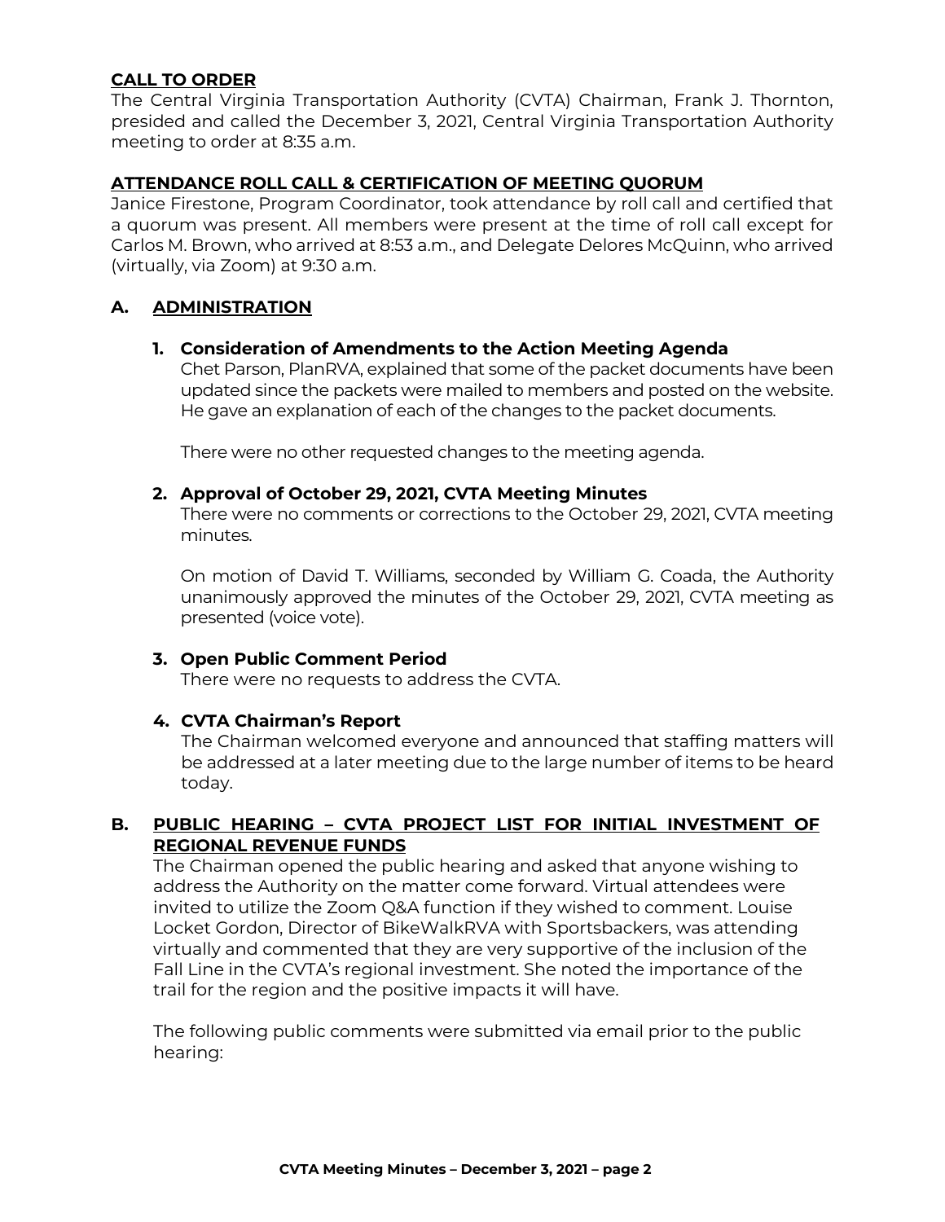## CALL TO ORDER

The Central Virginia Transportation Authority (CVTA) Chairman, Frank J. Thornton, presided and called the December 3, 2021, Central Virginia Transportation Authority meeting to order at 8:35 a.m.

## ATTENDANCE ROLL CALL & CERTIFICATION OF MEETING QUORUM

Janice Firestone, Program Coordinator, took attendance by roll call and certified that a quorum was present. All members were present at the time of roll call except for Carlos M. Brown, who arrived at 8:53 a.m., and Delegate Delores McQuinn, who arrived (virtually, via Zoom) at 9:30 a.m.

## A. ADMINISTRATION

### 1. Consideration of Amendments to the Action Meeting Agenda

Chet Parson, PlanRVA, explained that some of the packet documents have been updated since the packets were mailed to members and posted on the website. He gave an explanation of each of the changes to the packet documents.

There were no other requested changes to the meeting agenda.

### 2. Approval of October 29, 2021, CVTA Meeting Minutes

There were no comments or corrections to the October 29, 2021, CVTA meeting minutes.

On motion of David T. Williams, seconded by William G. Coada, the Authority unanimously approved the minutes of the October 29, 2021, CVTA meeting as presented (voice vote).

### 3. Open Public Comment Period

There were no requests to address the CVTA.

### 4. CVTA Chairman's Report

The Chairman welcomed everyone and announced that staffing matters will be addressed at a later meeting due to the large number of items to be heard today.

## B. PUBLIC HEARING – CVTA PROJECT LIST FOR INITIAL INVESTMENT OF REGIONAL REVENUE FUNDS

The Chairman opened the public hearing and asked that anyone wishing to address the Authority on the matter come forward. Virtual attendees were invited to utilize the Zoom Q&A function if they wished to comment. Louise Locket Gordon, Director of BikeWalkRVA with Sportsbackers, was attending virtually and commented that they are very supportive of the inclusion of the Fall Line in the CVTA's regional investment. She noted the importance of the trail for the region and the positive impacts it will have.

The following public comments were submitted via email prior to the public hearing: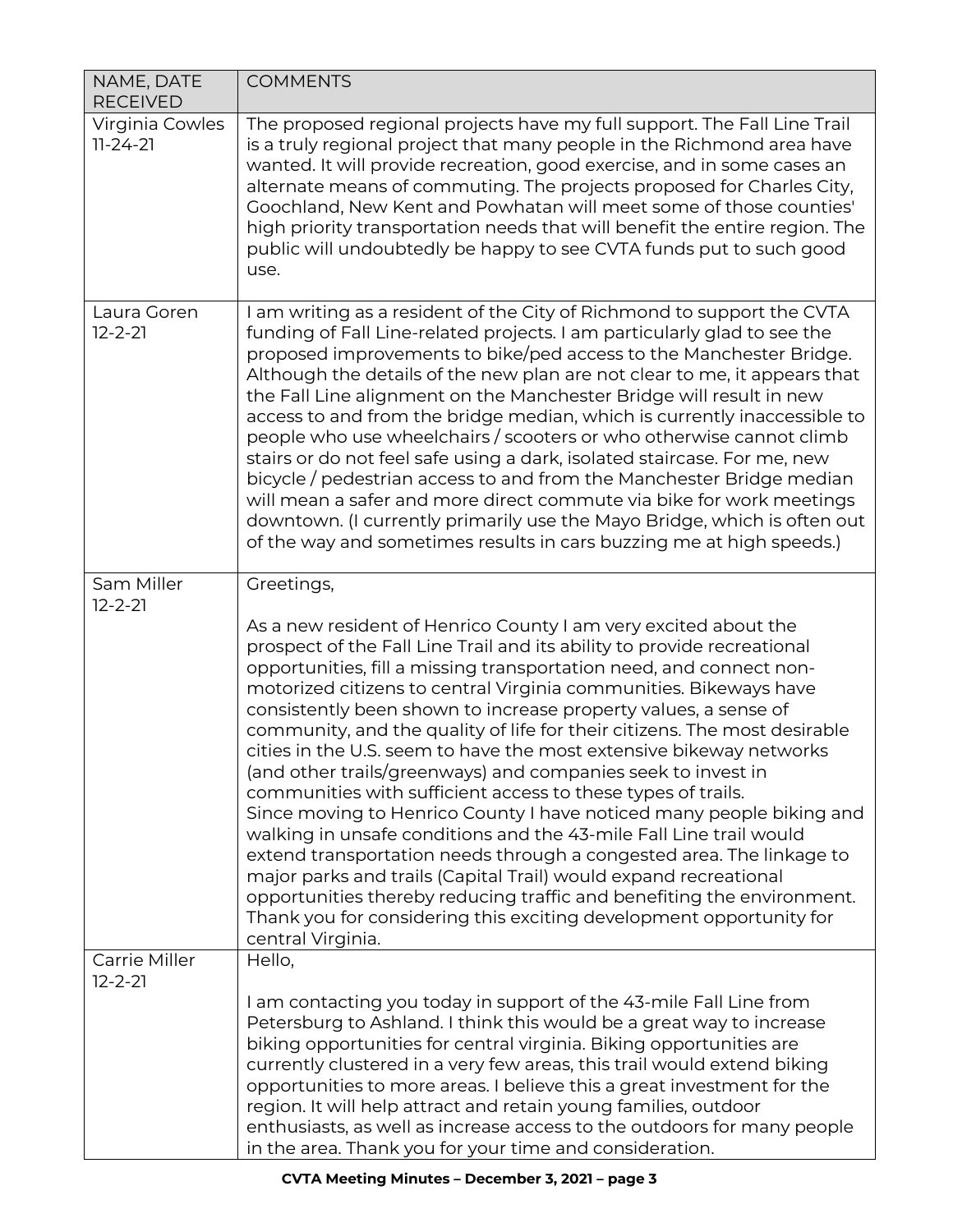| NAME, DATE RECEIVED | COMMENTS |
|---|---|
| Virginia Cowles 11-24-21 | The proposed regional projects have my full support. The Fall Line Trail is a truly regional project that many people in the Richmond area have wanted. It will provide recreation, good exercise, and in some cases an alternate means of commuting. The projects proposed for Charles City, Goochland, New Kent and Powhatan will meet some of those counties' high priority transportation needs that will benefit the entire region. The public will undoubtedly be happy to see CVTA funds put to such good use. |
| Laura Goren 12-2-21 | I am writing as a resident of the City of Richmond to support the CVTA funding of Fall Line-related projects. I am particularly glad to see the proposed improvements to bike/ped access to the Manchester Bridge. Although the details of the new plan are not clear to me, it appears that the Fall Line alignment on the Manchester Bridge will result in new access to and from the bridge median, which is currently inaccessible to people who use wheelchairs / scooters or who otherwise cannot climb stairs or do not feel safe using a dark, isolated staircase. For me, new bicycle / pedestrian access to and from the Manchester Bridge median will mean a safer and more direct commute via bike for work meetings downtown. (I currently primarily use the Mayo Bridge, which is often out of the way and sometimes results in cars buzzing me at high speeds.) |
| Sam Miller 12-2-21 | Greetings,<br><br>As a new resident of Henrico County I am very excited about the prospect of the Fall Line Trail and its ability to provide recreational opportunities, fill a missing transportation need, and connect non-motorized citizens to central Virginia communities. Bikeways have consistently been shown to increase property values, a sense of community, and the quality of life for their citizens. The most desirable cities in the U.S. seem to have the most extensive bikeway networks (and other trails/greenways) and companies seek to invest in communities with sufficient access to these types of trails.<br>Since moving to Henrico County I have noticed many people biking and walking in unsafe conditions and the 43-mile Fall Line trail would extend transportation needs through a congested area. The linkage to major parks and trails (Capital Trail) would expand recreational opportunities thereby reducing traffic and benefiting the environment. Thank you for considering this exciting development opportunity for central Virginia. |
| Carrie Miller 12-2-21 | Hello,<br><br>I am contacting you today in support of the 43-mile Fall Line from Petersburg to Ashland. I think this would be a great way to increase biking opportunities for central virginia. Biking opportunities are currently clustered in a very few areas, this trail would extend biking opportunities to more areas. I believe this a great investment for the region. It will help attract and retain young families, outdoor enthusiasts, as well as increase access to the outdoors for many people in the area. Thank you for your time and consideration. |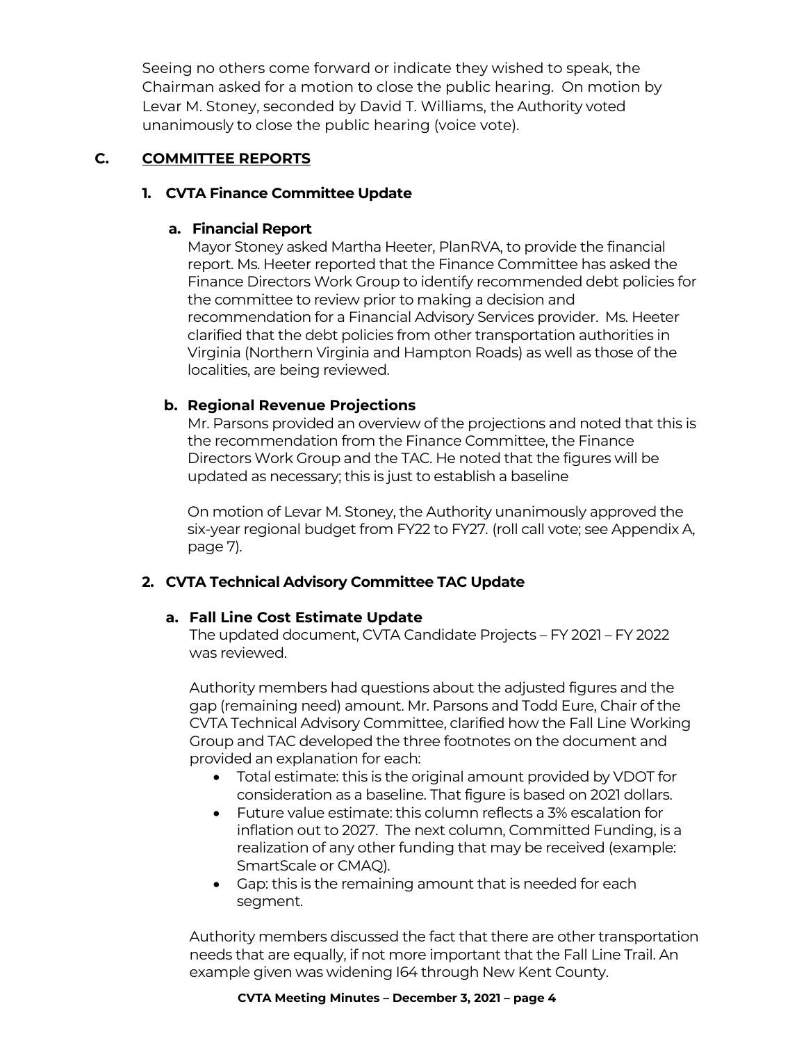Seeing no others come forward or indicate they wished to speak, the Chairman asked for a motion to close the public hearing. On motion by Levar M. Stoney, seconded by David T. Williams, the Authority voted unanimously to close the public hearing (voice vote).

## C. COMMITTEE REPORTS

### 1. CVTA Finance Committee Update

#### a. Financial Report

Mayor Stoney asked Martha Heeter, PlanRVA, to provide the financial report. Ms. Heeter reported that the Finance Committee has asked the Finance Directors Work Group to identify recommended debt policies for the committee to review prior to making a decision and recommendation for a Financial Advisory Services provider. Ms. Heeter clarified that the debt policies from other transportation authorities in Virginia (Northern Virginia and Hampton Roads) as well as those of the localities, are being reviewed.

#### b. Regional Revenue Projections

Mr. Parsons provided an overview of the projections and noted that this is the recommendation from the Finance Committee, the Finance Directors Work Group and the TAC. He noted that the figures will be updated as necessary; this is just to establish a baseline

On motion of Levar M. Stoney, the Authority unanimously approved the six-year regional budget from FY22 to FY27. (roll call vote; see Appendix A, page 7).

### 2. CVTA Technical Advisory Committee TAC Update

#### a. Fall Line Cost Estimate Update

The updated document, CVTA Candidate Projects – FY 2021 – FY 2022 was reviewed.

Authority members had questions about the adjusted figures and the gap (remaining need) amount. Mr. Parsons and Todd Eure, Chair of the CVTA Technical Advisory Committee, clarified how the Fall Line Working Group and TAC developed the three footnotes on the document and provided an explanation for each:

- Total estimate: this is the original amount provided by VDOT for consideration as a baseline. That figure is based on 2021 dollars.
- Future value estimate: this column reflects a 3% escalation for inflation out to 2027. The next column, Committed Funding, is a realization of any other funding that may be received (example: SmartScale or CMAQ).
- Gap: this is the remaining amount that is needed for each segment.

Authority members discussed the fact that there are other transportation needs that are equally, if not more important that the Fall Line Trail. An example given was widening I64 through New Kent County.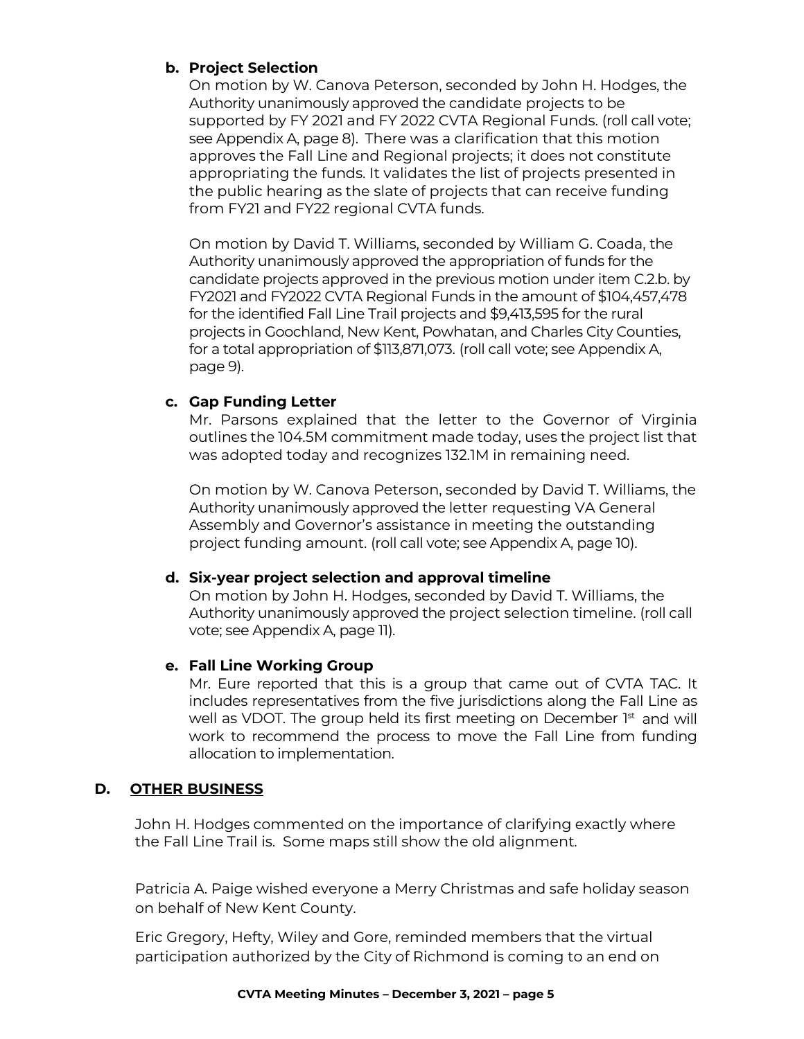**b. Project Selection**

On motion by W. Canova Peterson, seconded by John H. Hodges, the Authority unanimously approved the candidate projects to be supported by FY 2021 and FY 2022 CVTA Regional Funds. (roll call vote; see Appendix A, page 8). There was a clarification that this motion approves the Fall Line and Regional projects; it does not constitute appropriating the funds. It validates the list of projects presented in the public hearing as the slate of projects that can receive funding from FY21 and FY22 regional CVTA funds.

On motion by David T. Williams, seconded by William G. Coada, the Authority unanimously approved the appropriation of funds for the candidate projects approved in the previous motion under item C.2.b. by FY2021 and FY2022 CVTA Regional Funds in the amount of $104,457,478 for the identified Fall Line Trail projects and $9,413,595 for the rural projects in Goochland, New Kent, Powhatan, and Charles City Counties, for a total appropriation of $113,871,073. (roll call vote; see Appendix A, page 9).

**c. Gap Funding Letter**

Mr. Parsons explained that the letter to the Governor of Virginia outlines the 104.5M commitment made today, uses the project list that was adopted today and recognizes 132.1M in remaining need.

On motion by W. Canova Peterson, seconded by David T. Williams, the Authority unanimously approved the letter requesting VA General Assembly and Governor's assistance in meeting the outstanding project funding amount. (roll call vote; see Appendix A, page 10).

**d. Six-year project selection and approval timeline**

On motion by John H. Hodges, seconded by David T. Williams, the Authority unanimously approved the project selection timeline. (roll call vote; see Appendix A, page 11).

**e. Fall Line Working Group**

Mr. Eure reported that this is a group that came out of CVTA TAC. It includes representatives from the five jurisdictions along the Fall Line as well as VDOT. The group held its first meeting on December 1st and will work to recommend the process to move the Fall Line from funding allocation to implementation.

## D. OTHER BUSINESS

John H. Hodges commented on the importance of clarifying exactly where the Fall Line Trail is. Some maps still show the old alignment.

Patricia A. Paige wished everyone a Merry Christmas and safe holiday season on behalf of New Kent County.

Eric Gregory, Hefty, Wiley and Gore, reminded members that the virtual participation authorized by the City of Richmond is coming to an end on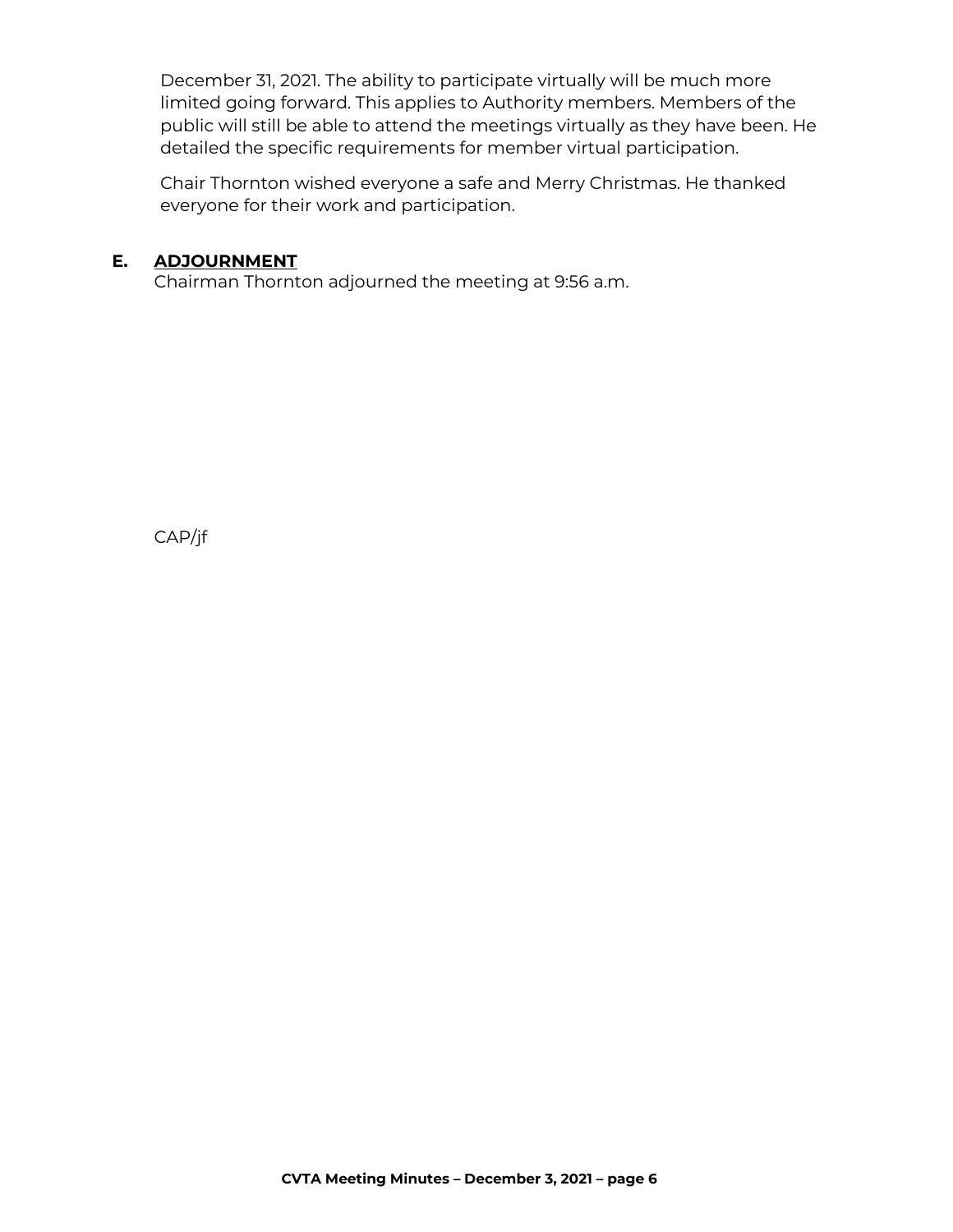December 31, 2021. The ability to participate virtually will be much more limited going forward. This applies to Authority members. Members of the public will still be able to attend the meetings virtually as they have been. He detailed the specific requirements for member virtual participation.

Chair Thornton wished everyone a safe and Merry Christmas. He thanked everyone for their work and participation.

## E. ADJOURNMENT

Chairman Thornton adjourned the meeting at 9:56 a.m.

CAP/jf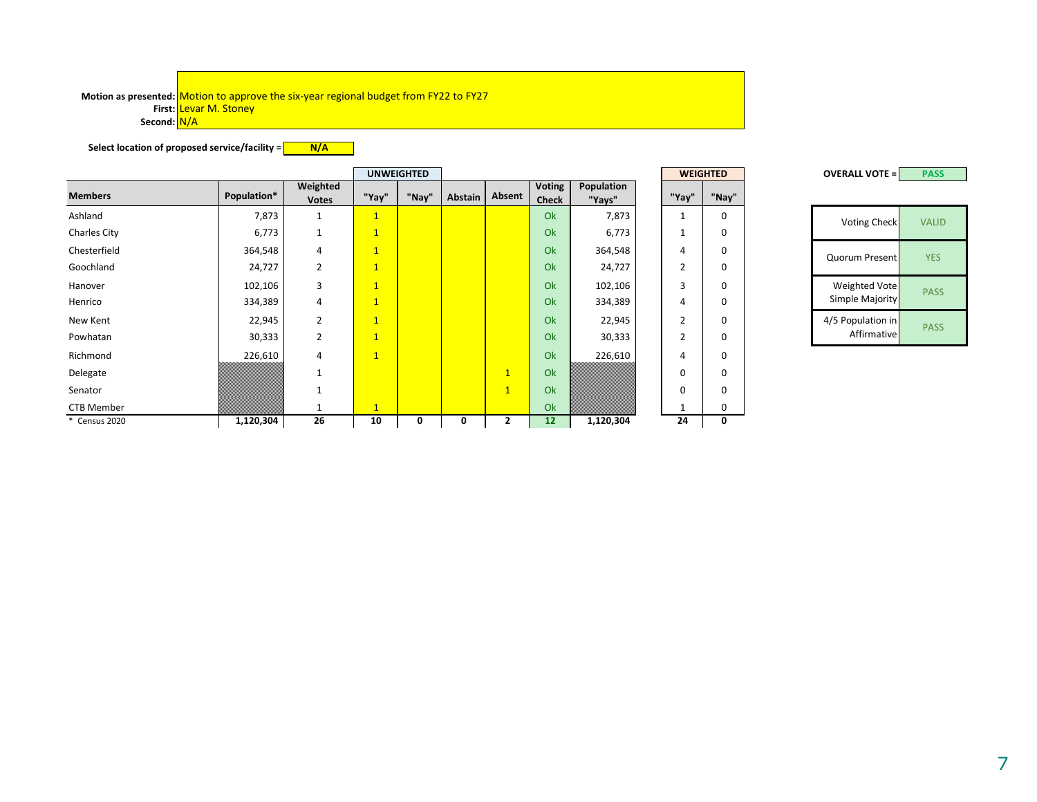**Motion as presented:** Motion to approve the six-year regional budget from FY22 to FY27
**First:** Levar M. Stoney
**Second:** N/A

**Select location of proposed service/facility =** N/A

| | | | UNWEIGHTED | | | | | | WEIGHTED | |
|---|---|---|---|---|---|---|---|---|---|---|
| **Members** | **Population*** | **Weighted Votes** | **"Yay"** | **"Nay"** | **Abstain** | **Absent** | **Voting Check** | **Population "Yays"** | **"Yay"** | **"Nay"** |
| Ashland | 7,873 | 1 | 1 | | | | Ok | 7,873 | 1 | 0 |
| Charles City | 6,773 | 1 | 1 | | | | Ok | 6,773 | 1 | 0 |
| Chesterfield | 364,548 | 4 | 1 | | | | Ok | 364,548 | 4 | 0 |
| Goochland | 24,727 | 2 | 1 | | | | Ok | 24,727 | 2 | 0 |
| Hanover | 102,106 | 3 | 1 | | | | Ok | 102,106 | 3 | 0 |
| Henrico | 334,389 | 4 | 1 | | | | Ok | 334,389 | 4 | 0 |
| New Kent | 22,945 | 2 | 1 | | | | Ok | 22,945 | 2 | 0 |
| Powhatan | 30,333 | 2 | 1 | | | | Ok | 30,333 | 2 | 0 |
| Richmond | 226,610 | 4 | 1 | | | | Ok | 226,610 | 4 | 0 |
| Delegate | | 1 | | | | 1 | Ok | | 0 | 0 |
| Senator | | 1 | | | | 1 | Ok | | 0 | 0 |
| CTB Member | | 1 | 1 | | | | Ok | | 1 | 0 |
| * Census 2020 | **1,120,304** | **26** | **10** | **0** | **0** | **2** | **12** | **1,120,304** | **24** | **0** |

**OVERALL VOTE =** **PASS**

| | |
|---|---|
| Voting Check | VALID |
| Quorum Present | YES |
| Weighted Vote Simple Majority | PASS |
| 4/5 Population in Affirmative | PASS |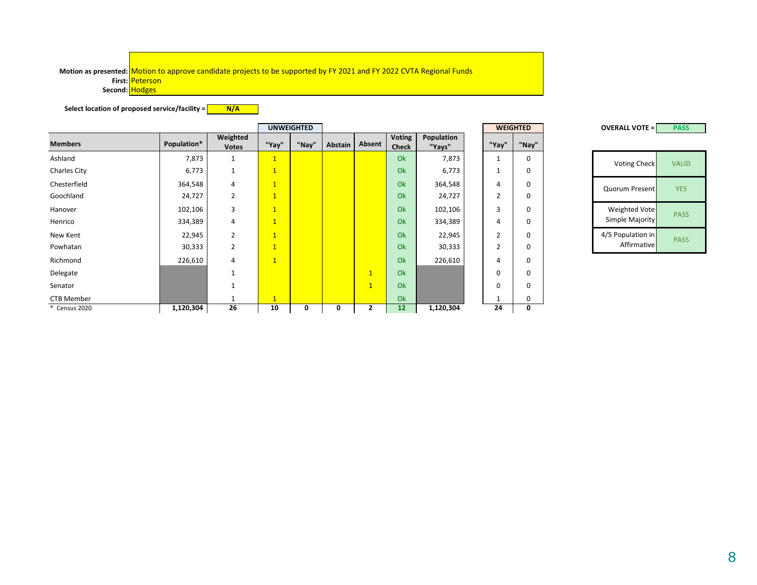**Motion as presented:** Motion to approve candidate projects to be supported by FY 2021 and FY 2022 CVTA Regional Funds
**First:** Peterson
**Second:** Hodges

**Select location of proposed service/facility =** N/A

| | | | UNWEIGHTED | | | | | | WEIGHTED | |
|---|---|---|---|---|---|---|---|---|---|---|
| **Members** | **Population*** | **Weighted Votes** | **"Yay"** | **"Nay"** | **Abstain** | **Absent** | **Voting Check** | **Population "Yays"** | **"Yay"** | **"Nay"** |
| Ashland | 7,873 | 1 | 1 | | | | Ok | 7,873 | 1 | 0 |
| Charles City | 6,773 | 1 | 1 | | | | Ok | 6,773 | 1 | 0 |
| Chesterfield | 364,548 | 4 | 1 | | | | Ok | 364,548 | 4 | 0 |
| Goochland | 24,727 | 2 | 1 | | | | Ok | 24,727 | 2 | 0 |
| Hanover | 102,106 | 3 | 1 | | | | Ok | 102,106 | 3 | 0 |
| Henrico | 334,389 | 4 | 1 | | | | Ok | 334,389 | 4 | 0 |
| New Kent | 22,945 | 2 | 1 | | | | Ok | 22,945 | 2 | 0 |
| Powhatan | 30,333 | 2 | 1 | | | | Ok | 30,333 | 2 | 0 |
| Richmond | 226,610 | 4 | 1 | | | | Ok | 226,610 | 4 | 0 |
| Delegate | | 1 | | | | 1 | Ok | | 0 | 0 |
| Senator | | 1 | | | | 1 | Ok | | 0 | 0 |
| CTB Member | | 1 | 1 | | | | Ok | | 1 | 0 |
| * Census 2020 | **1,120,304** | **26** | **10** | **0** | **0** | **2** | **12** | **1,120,304** | **24** | **0** |

**OVERALL VOTE =** PASS

| | |
|---|---|
| Voting Check | VALID |
| Quorum Present | YES |
| Weighted Vote Simple Majority | PASS |
| 4/5 Population in Affirmative | PASS |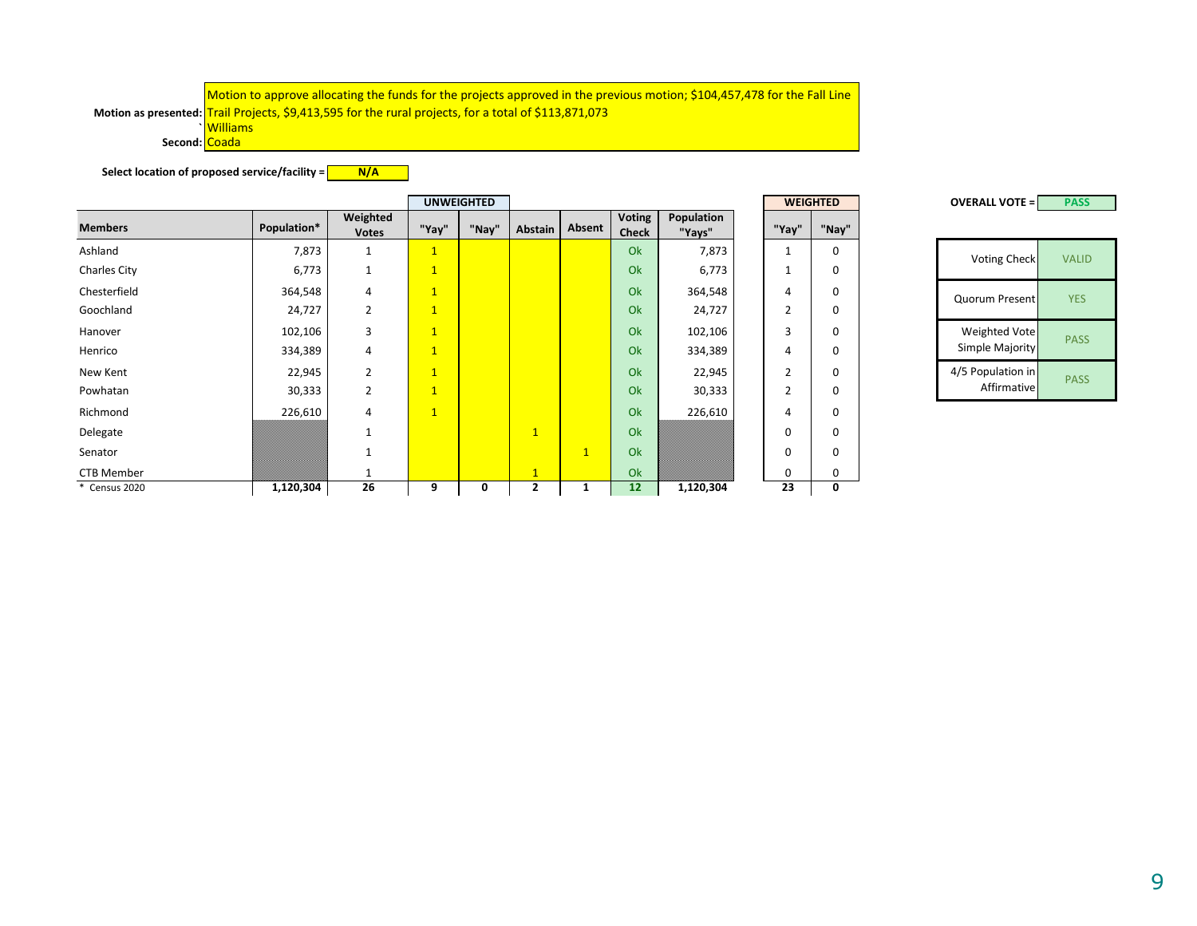**Motion as presented:** Motion to approve allocating the funds for the projects approved in the previous motion; $104,457,478 for the Fall Line Trail Projects, $9,413,595 for the rural projects, for a total of $113,871,073
` Williams
**Second:** Coada

**Select location of proposed service/facility =** N/A

| Members | Population* | Weighted Votes | UNWEIGHTED "Yay" | "Nay" | Abstain | Absent | Voting Check | Population "Yays" | WEIGHTED "Yay" | "Nay" |
|---|---|---|---|---|---|---|---|---|---|---|
| Ashland | 7,873 | 1 | 1 | | | | Ok | 7,873 | 1 | 0 |
| Charles City | 6,773 | 1 | 1 | | | | Ok | 6,773 | 1 | 0 |
| Chesterfield | 364,548 | 4 | 1 | | | | Ok | 364,548 | 4 | 0 |
| Goochland | 24,727 | 2 | 1 | | | | Ok | 24,727 | 2 | 0 |
| Hanover | 102,106 | 3 | 1 | | | | Ok | 102,106 | 3 | 0 |
| Henrico | 334,389 | 4 | 1 | | | | Ok | 334,389 | 4 | 0 |
| New Kent | 22,945 | 2 | 1 | | | | Ok | 22,945 | 2 | 0 |
| Powhatan | 30,333 | 2 | 1 | | | | Ok | 30,333 | 2 | 0 |
| Richmond | 226,610 | 4 | 1 | | | | Ok | 226,610 | 4 | 0 |
| Delegate | | 1 | | | 1 | | Ok | | 0 | 0 |
| Senator | | 1 | | | | 1 | Ok | | 0 | 0 |
| CTB Member | | 1 | | | 1 | | Ok | | 0 | 0 |
| * Census 2020 | **1,120,304** | **26** | **9** | **0** | **2** | **1** | **12** | **1,120,304** | **23** | **0** |

**OVERALL VOTE =** PASS

| | |
|---|---|
| Voting Check | VALID |
| Quorum Present | YES |
| Weighted Vote Simple Majority | PASS |
| 4/5 Population in Affirmative | PASS |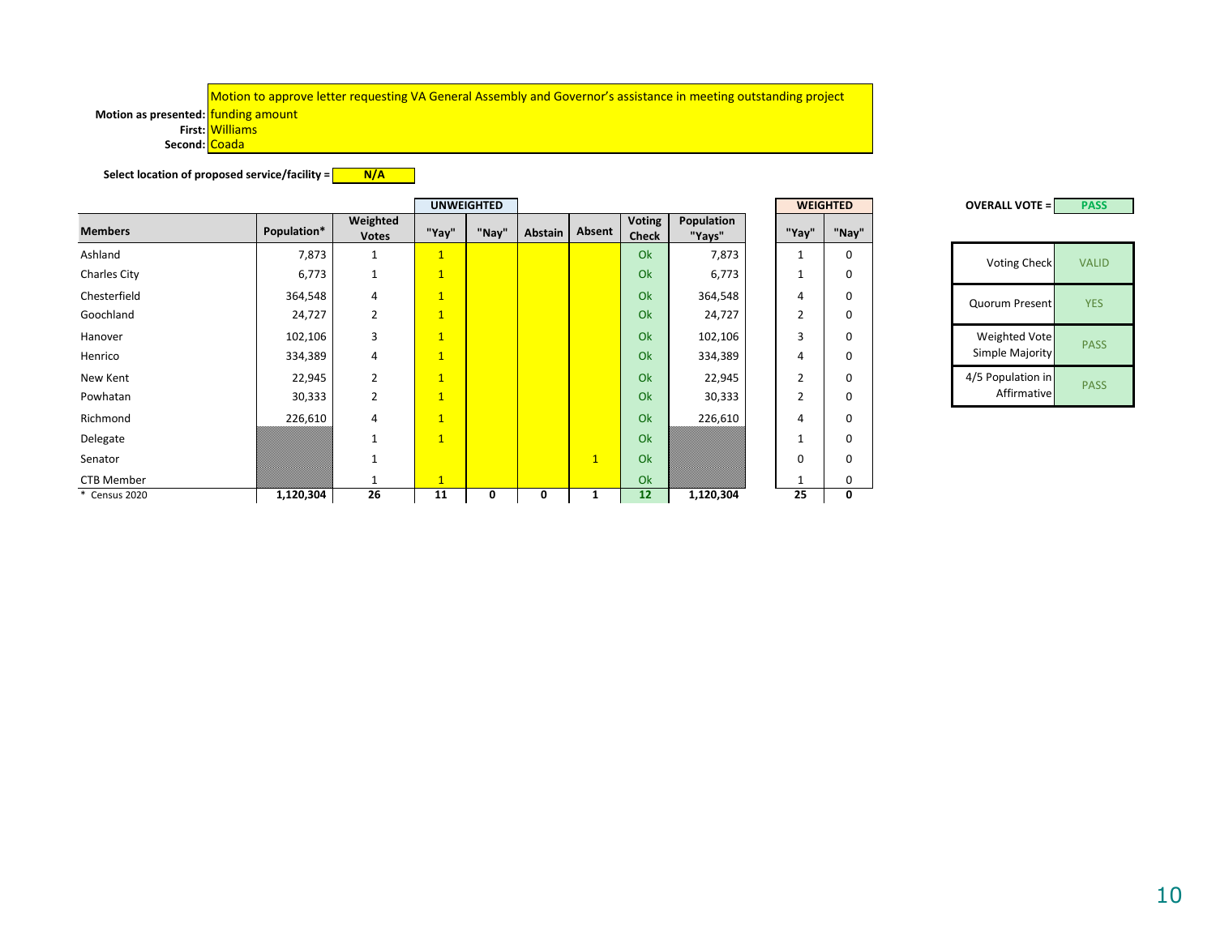**Motion as presented:** Motion to approve letter requesting VA General Assembly and Governor's assistance in meeting outstanding project funding amount

**First:** Williams

**Second:** Coada

**Select location of proposed service/facility =** N/A

| Members | Population* | Weighted Votes | UNWEIGHTED "Yay" | "Nay" | Abstain | Absent | Voting Check | Population "Yays" | WEIGHTED "Yay" | "Nay" |
|---|---|---|---|---|---|---|---|---|---|---|
| Ashland | 7,873 | 1 | 1 | | | | Ok | 7,873 | 1 | 0 |
| Charles City | 6,773 | 1 | 1 | | | | Ok | 6,773 | 1 | 0 |
| Chesterfield | 364,548 | 4 | 1 | | | | Ok | 364,548 | 4 | 0 |
| Goochland | 24,727 | 2 | 1 | | | | Ok | 24,727 | 2 | 0 |
| Hanover | 102,106 | 3 | 1 | | | | Ok | 102,106 | 3 | 0 |
| Henrico | 334,389 | 4 | 1 | | | | Ok | 334,389 | 4 | 0 |
| New Kent | 22,945 | 2 | 1 | | | | Ok | 22,945 | 2 | 0 |
| Powhatan | 30,333 | 2 | 1 | | | | Ok | 30,333 | 2 | 0 |
| Richmond | 226,610 | 4 | 1 | | | | Ok | 226,610 | 4 | 0 |
| Delegate | | 1 | 1 | | | | Ok | | 1 | 0 |
| Senator | | 1 | | | | 1 | Ok | | 0 | 0 |
| CTB Member | | 1 | 1 | | | | Ok | | 1 | 0 |
| * Census 2020 | **1,120,304** | **26** | **11** | **0** | **0** | **1** | **12** | **1,120,304** | **25** | **0** |

**OVERALL VOTE =** PASS

| | |
|---|---|
| Voting Check | VALID |
| Quorum Present | YES |
| Weighted Vote Simple Majority | PASS |
| 4/5 Population in Affirmative | PASS |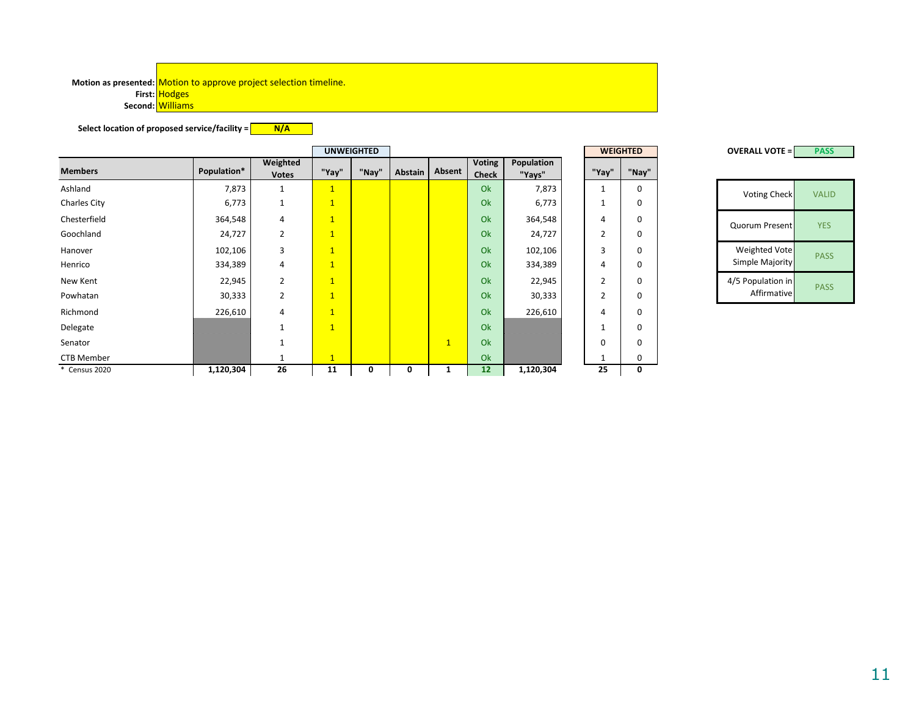**Motion as presented:** Motion to approve project selection timeline.
**First:** Hodges
**Second:** Williams

**Select location of proposed service/facility =** N/A

**OVERALL VOTE =** PASS

| | | | UNWEIGHTED | | | | | | WEIGHTED | |
|---|---|---|---|---|---|---|---|---|---|---|
| **Members** | **Population*** | **Weighted Votes** | **"Yay"** | **"Nay"** | **Abstain** | **Absent** | **Voting Check** | **Population "Yays"** | **"Yay"** | **"Nay"** |
| Ashland | 7,873 | 1 | 1 | | | | Ok | 7,873 | 1 | 0 |
| Charles City | 6,773 | 1 | 1 | | | | Ok | 6,773 | 1 | 0 |
| Chesterfield | 364,548 | 4 | 1 | | | | Ok | 364,548 | 4 | 0 |
| Goochland | 24,727 | 2 | 1 | | | | Ok | 24,727 | 2 | 0 |
| Hanover | 102,106 | 3 | 1 | | | | Ok | 102,106 | 3 | 0 |
| Henrico | 334,389 | 4 | 1 | | | | Ok | 334,389 | 4 | 0 |
| New Kent | 22,945 | 2 | 1 | | | | Ok | 22,945 | 2 | 0 |
| Powhatan | 30,333 | 2 | 1 | | | | Ok | 30,333 | 2 | 0 |
| Richmond | 226,610 | 4 | 1 | | | | Ok | 226,610 | 4 | 0 |
| Delegate | | 1 | 1 | | | | Ok | | 1 | 0 |
| Senator | | 1 | | | | 1 | Ok | | 0 | 0 |
| CTB Member | | 1 | 1 | | | | Ok | | 1 | 0 |
| * Census 2020 | **1,120,304** | **26** | **11** | **0** | **0** | **1** | **12** | **1,120,304** | **25** | **0** |

| | |
|---|---|
| Voting Check | VALID |
| Quorum Present | YES |
| Weighted Vote Simple Majority | PASS |
| 4/5 Population in Affirmative | PASS |